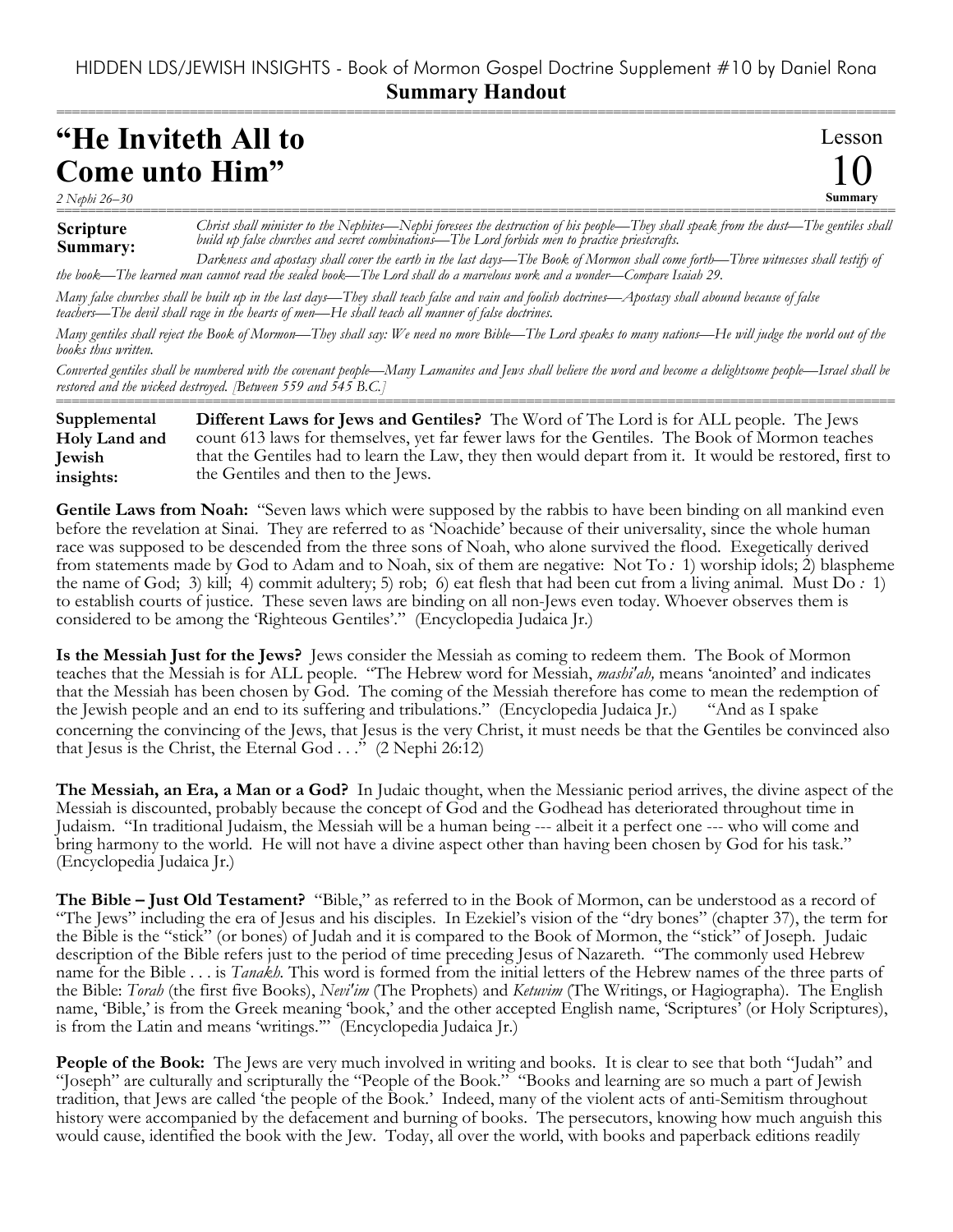HIDDEN LDS/JEWISH INSIGHTS - Book of Mormon Gospel Doctrine Supplement #10 by Daniel Rona

**Summary Handout**

# "He Inviteth All to Come unto Him"

*2 Nephi 26–30*

Lesson 10 Summary

**Scripture Summary:** *Christ shall minister to the Nephites—Nephi foresees the destruction of his people—They shall speak from the dust—The gentiles shall build up false churches and secret combinations—The Lord forbids men to practice priestcrafts.*

*Darkness and apostasy shall cover the earth in the last days—The Book of Mormon shall come forth—Three witnesses shall testify of the book—The learned man cannot read the sealed book—The Lord shall do a marvelous work and a wonder—Compare Isaiah 29.*

*Many false churches shall be built up in the last days—They shall teach false and vain and foolish doctrines—Apostasy shall abound because of false teachers—The devil shall rage in the hearts of men—He shall teach all manner of false doctrines.*

*Many gentiles shall reject the Book of Mormon—They shall say: We need no more Bible—The Lord speaks to many nations—He will judge the world out of the books thus written.*

*Converted gentiles shall be numbered with the covenant people—Many Lamanites and Jews shall believe the word and become a delightsome people—Israel shall be restored and the wicked destroyed. [Between 559 and 545 B.C.]*

**Supplemental Holy Land and Jewish insights:** **Different Laws for Jews and Gentiles?** The Word of The Lord is for ALL people. The Jews count 613 laws for themselves, yet far fewer laws for the Gentiles. The Book of Mormon teaches that the Gentiles had to learn the Law, they then would depart from it. It would be restored, first to the Gentiles and then to the Jews.

**Gentile Laws from Noah:** "Seven laws which were supposed by the rabbis to have been binding on all mankind even before the revelation at Sinai. They are referred to as 'Noachide' because of their universality, since the whole human race was supposed to be descended from the three sons of Noah, who alone survived the flood. Exegetically derived from statements made by God to Adam and to Noah, six of them are negative: Not To*:* 1) worship idols; 2) blaspheme the name of God; 3) kill; 4) commit adultery; 5) rob; 6) eat flesh that had been cut from a living animal. Must Do*:* 1) to establish courts of justice. These seven laws are binding on all non-Jews even today. Whoever observes them is considered to be among the 'Righteous Gentiles'." (Encyclopedia Judaica Jr.)

**Is the Messiah Just for the Jews?** Jews consider the Messiah as coming to redeem them. The Book of Mormon teaches that the Messiah is for ALL people. "The Hebrew word for Messiah, *mashi'ah,* means 'anointed' and indicates that the Messiah has been chosen by God. The coming of the Messiah therefore has come to mean the redemption of the Jewish people and an end to its suffering and tribulations." (Encyclopedia Judaica Jr.) "And as I spake concerning the convincing of the Jews, that Jesus is the very Christ, it must needs be that the Gentiles be convinced also that Jesus is the Christ, the Eternal God . . ." (2 Nephi 26:12)

**The Messiah, an Era, a Man or a God?** In Judaic thought, when the Messianic period arrives, the divine aspect of the Messiah is discounted, probably because the concept of God and the Godhead has deteriorated throughout time in Judaism. "In traditional Judaism, the Messiah will be a human being --- albeit it a perfect one --- who will come and bring harmony to the world. He will not have a divine aspect other than having been chosen by God for his task." (Encyclopedia Judaica Jr.)

**The Bible – Just Old Testament?** "Bible," as referred to in the Book of Mormon, can be understood as a record of "The Jews" including the era of Jesus and his disciples. In Ezekiel's vision of the "dry bones" (chapter 37), the term for the Bible is the "stick" (or bones) of Judah and it is compared to the Book of Mormon, the "stick" of Joseph. Judaic description of the Bible refers just to the period of time preceding Jesus of Nazareth. "The commonly used Hebrew name for the Bible . . . is *Tanakh.* This word is formed from the initial letters of the Hebrew names of the three parts of the Bible: *Torah* (the first five Books), *Nevi'im* (The Prophets) and *Ketuvim* (The Writings, or Hagiographa). The English name, 'Bible,' is from the Greek meaning 'book,' and the other accepted English name, 'Scriptures' (or Holy Scriptures), is from the Latin and means 'writings.'" (Encyclopedia Judaica Jr.)

**People of the Book:** The Jews are very much involved in writing and books. It is clear to see that both "Judah" and "Joseph" are culturally and scripturally the "People of the Book." "Books and learning are so much a part of Jewish tradition, that Jews are called 'the people of the Book.' Indeed, many of the violent acts of anti-Semitism throughout history were accompanied by the defacement and burning of books. The persecutors, knowing how much anguish this would cause, identified the book with the Jew. Today, all over the world, with books and paperback editions readily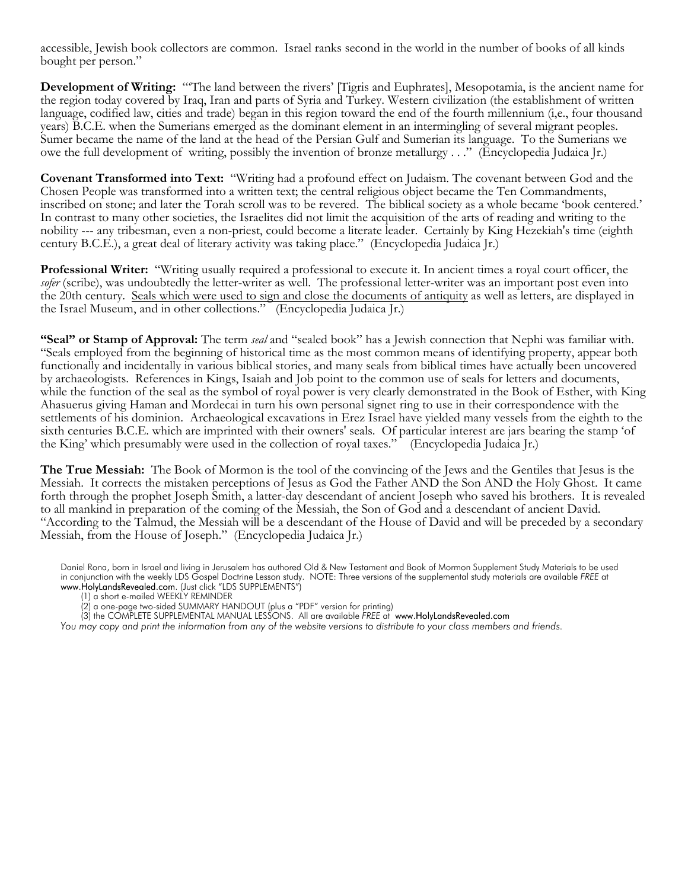accessible, Jewish book collectors are common. Israel ranks second in the world in the number of books of all kinds bought per person."

**Development of Writing:** "'The land between the rivers' [Tigris and Euphrates], Mesopotamia, is the ancient name for the region today covered by Iraq, Iran and parts of Syria and Turkey. Western civilization (the establishment of written language, codified law, cities and trade) began in this region toward the end of the fourth millennium (i,e., four thousand years) B.C.E. when the Sumerians emerged as the dominant element in an intermingling of several migrant peoples. Sumer became the name of the land at the head of the Persian Gulf and Sumerian its language. To the Sumerians we owe the full development of writing, possibly the invention of bronze metallurgy . . ." (Encyclopedia Judaica Jr.)

**Covenant Transformed into Text:** "Writing had a profound effect on Judaism. The covenant between God and the Chosen People was transformed into a written text; the central religious object became the Ten Commandments, inscribed on stone; and later the Torah scroll was to be revered. The biblical society as a whole became 'book centered.' In contrast to many other societies, the Israelites did not limit the acquisition of the arts of reading and writing to the nobility --- any tribesman, even a non-priest, could become a literate leader. Certainly by King Hezekiah's time (eighth century B.C.E.), a great deal of literary activity was taking place." (Encyclopedia Judaica Jr.)

**Professional Writer:** "Writing usually required a professional to execute it. In ancient times a royal court officer, the *sofer* (scribe), was undoubtedly the letter-writer as well. The professional letter-writer was an important post even into the 20th century. Seals which were used to sign and close the documents of antiquity as well as letters, are displayed in the Israel Museum, and in other collections." (Encyclopedia Judaica Jr.)

**"Seal" or Stamp of Approval:** The term *seal* and "sealed book" has a Jewish connection that Nephi was familiar with. "Seals employed from the beginning of historical time as the most common means of identifying property, appear both functionally and incidentally in various biblical stories, and many seals from biblical times have actually been uncovered by archaeologists. References in Kings, Isaiah and Job point to the common use of seals for letters and documents, while the function of the seal as the symbol of royal power is very clearly demonstrated in the Book of Esther, with King Ahasuerus giving Haman and Mordecai in turn his own personal signet ring to use in their correspondence with the settlements of his dominion. Archaeological excavations in Erez Israel have yielded many vessels from the eighth to the sixth centuries B.C.E. which are imprinted with their owners' seals. Of particular interest are jars bearing the stamp 'of the King' which presumably were used in the collection of royal taxes." (Encyclopedia Judaica Jr.)

**The True Messiah:** The Book of Mormon is the tool of the convincing of the Jews and the Gentiles that Jesus is the Messiah. It corrects the mistaken perceptions of Jesus as God the Father AND the Son AND the Holy Ghost. It came forth through the prophet Joseph Smith, a latter-day descendant of ancient Joseph who saved his brothers. It is revealed to all mankind in preparation of the coming of the Messiah, the Son of God and a descendant of ancient David. "According to the Talmud, the Messiah will be a descendant of the House of David and will be preceded by a secondary Messiah, from the House of Joseph." (Encyclopedia Judaica Jr.)

Daniel Rona, born in Israel and living in Jerusalem has authored Old & New Testament and Book of Mormon Supplement Study Materials to be used in conjunction with the weekly LDS Gospel Doctrine Lesson study. NOTE: Three versions of the supplemental study materials are available *FREE* at www.HolyLandsRevealed.com. (Just click "LDS SUPPLEMENTS")

(1) a short e-mailed WEEKLY REMINDER
(2) a one-page two-sided SUMMARY HANDOUT (plus a "PDF" version for printing)
(3) the COMPLETE SUPPLEMENTAL MANUAL LESSONS. All are available *FREE* at www.HolyLandsRevealed.com

*You may copy and print the information from any of the website versions to distribute to your class members and friends.*